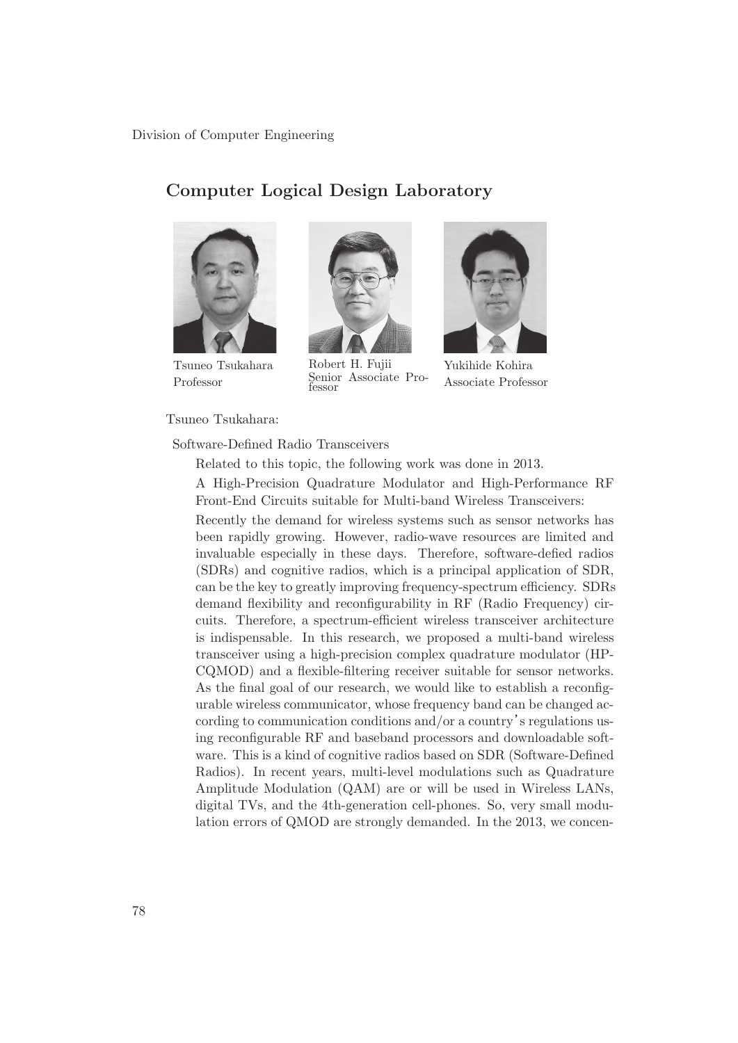Division of Computer Engineering

## Computer Logical Design Laboratory

Tsuneo Tsukahara
Professor

Robert H. Fujii
Senior Associate Professor

Yukihide Kohira
Associate Professor

Tsuneo Tsukahara:

Software-Defined Radio Transceivers

Related to this topic, the following work was done in 2013.

A High-Precision Quadrature Modulator and High-Performance RF Front-End Circuits suitable for Multi-band Wireless Transceivers:

Recently the demand for wireless systems such as sensor networks has been rapidly growing. However, radio-wave resources are limited and invaluable especially in these days. Therefore, software-defied radios (SDRs) and cognitive radios, which is a principal application of SDR, can be the key to greatly improving frequency-spectrum efficiency. SDRs demand flexibility and reconfigurability in RF (Radio Frequency) circuits. Therefore, a spectrum-efficient wireless transceiver architecture is indispensable. In this research, we proposed a multi-band wireless transceiver using a high-precision complex quadrature modulator (HP-CQMOD) and a flexible-filtering receiver suitable for sensor networks. As the final goal of our research, we would like to establish a reconfigurable wireless communicator, whose frequency band can be changed according to communication conditions and/or a country's regulations using reconfigurable RF and baseband processors and downloadable software. This is a kind of cognitive radios based on SDR (Software-Defined Radios). In recent years, multi-level modulations such as Quadrature Amplitude Modulation (QAM) are or will be used in Wireless LANs, digital TVs, and the 4th-generation cell-phones. So, very small modulation errors of QMOD are strongly demanded. In the 2013, we concen-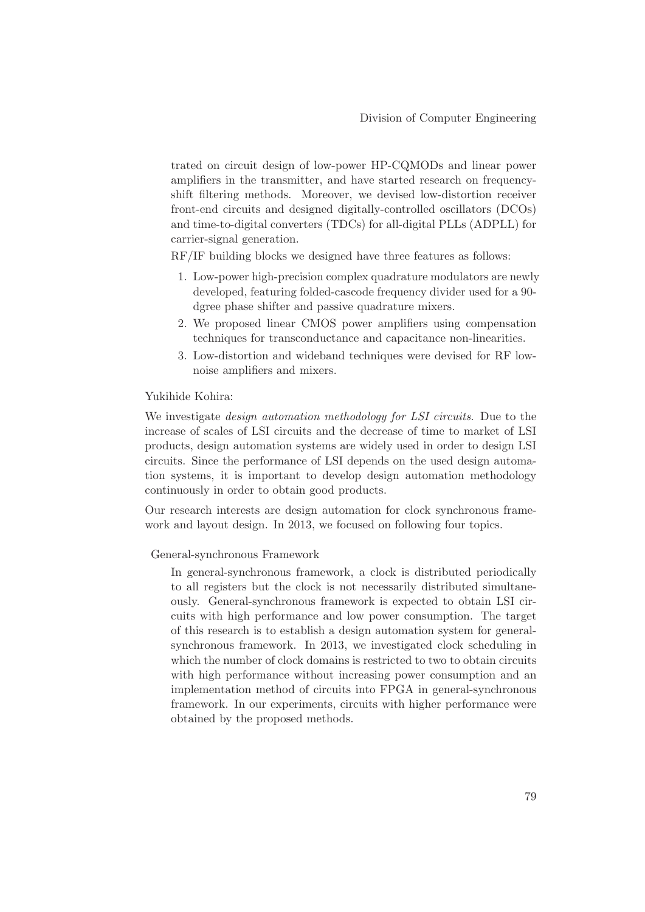trated on circuit design of low-power HP-CQMODs and linear power amplifiers in the transmitter, and have started research on frequency-shift filtering methods. Moreover, we devised low-distortion receiver front-end circuits and designed digitally-controlled oscillators (DCOs) and time-to-digital converters (TDCs) for all-digital PLLs (ADPLL) for carrier-signal generation.

RF/IF building blocks we designed have three features as follows:

1. Low-power high-precision complex quadrature modulators are newly developed, featuring folded-cascode frequency divider used for a 90-dgree phase shifter and passive quadrature mixers.
2. We proposed linear CMOS power amplifiers using compensation techniques for transconductance and capacitance non-linearities.
3. Low-distortion and wideband techniques were devised for RF low-noise amplifiers and mixers.

Yukihide Kohira:

We investigate *design automation methodology for LSI circuits*. Due to the increase of scales of LSI circuits and the decrease of time to market of LSI products, design automation systems are widely used in order to design LSI circuits. Since the performance of LSI depends on the used design automation systems, it is important to develop design automation methodology continuously in order to obtain good products.

Our research interests are design automation for clock synchronous framework and layout design. In 2013, we focused on following four topics.

General-synchronous Framework

In general-synchronous framework, a clock is distributed periodically to all registers but the clock is not necessarily distributed simultaneously. General-synchronous framework is expected to obtain LSI circuits with high performance and low power consumption. The target of this research is to establish a design automation system for general-synchronous framework. In 2013, we investigated clock scheduling in which the number of clock domains is restricted to two to obtain circuits with high performance without increasing power consumption and an implementation method of circuits into FPGA in general-synchronous framework. In our experiments, circuits with higher performance were obtained by the proposed methods.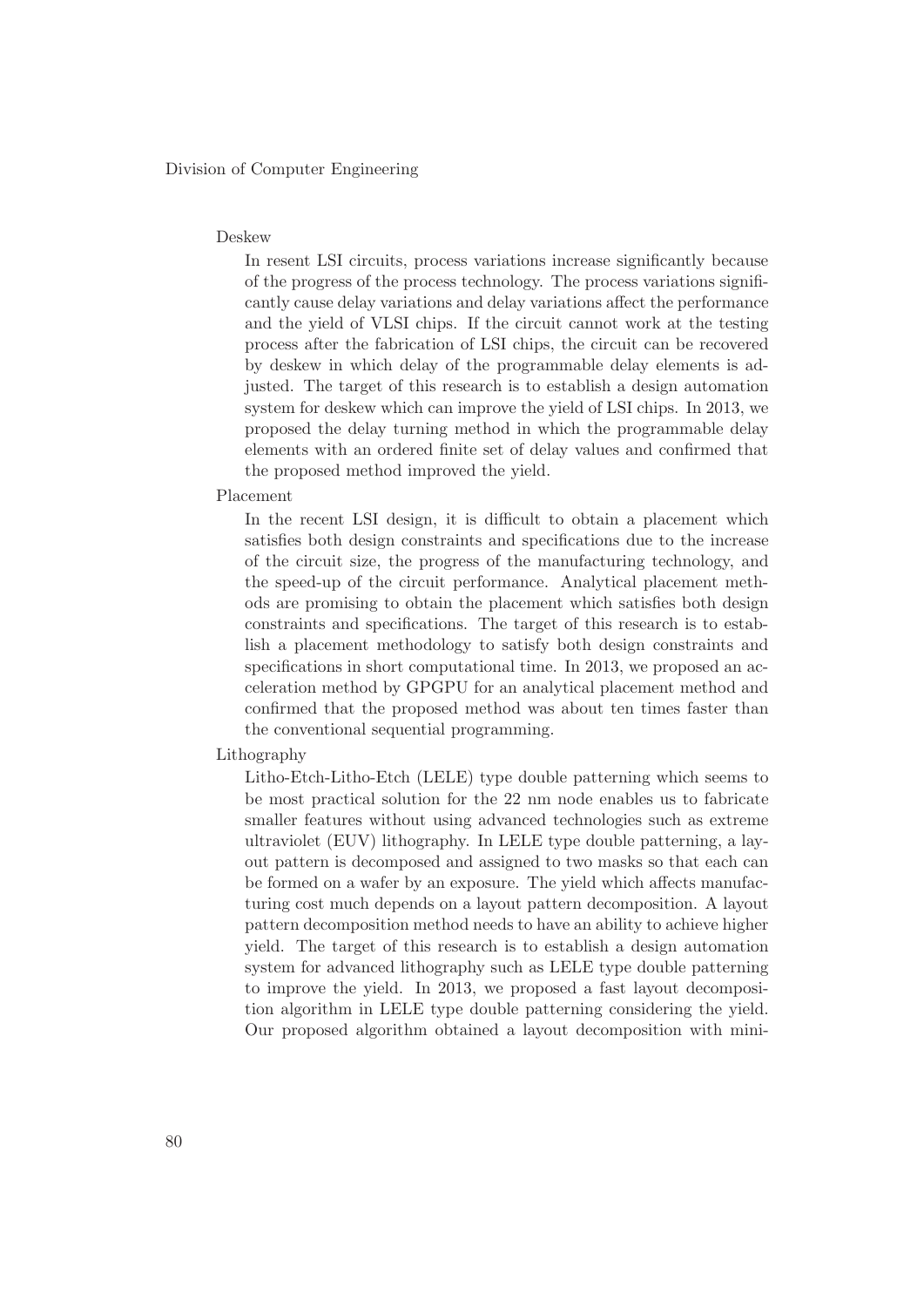Deskew

In resent LSI circuits, process variations increase significantly because of the progress of the process technology. The process variations significantly cause delay variations and delay variations affect the performance and the yield of VLSI chips. If the circuit cannot work at the testing process after the fabrication of LSI chips, the circuit can be recovered by deskew in which delay of the programmable delay elements is adjusted. The target of this research is to establish a design automation system for deskew which can improve the yield of LSI chips. In 2013, we proposed the delay turning method in which the programmable delay elements with an ordered finite set of delay values and confirmed that the proposed method improved the yield.

Placement

In the recent LSI design, it is difficult to obtain a placement which satisfies both design constraints and specifications due to the increase of the circuit size, the progress of the manufacturing technology, and the speed-up of the circuit performance. Analytical placement methods are promising to obtain the placement which satisfies both design constraints and specifications. The target of this research is to establish a placement methodology to satisfy both design constraints and specifications in short computational time. In 2013, we proposed an acceleration method by GPGPU for an analytical placement method and confirmed that the proposed method was about ten times faster than the conventional sequential programming.

Lithography

Litho-Etch-Litho-Etch (LELE) type double patterning which seems to be most practical solution for the 22 nm node enables us to fabricate smaller features without using advanced technologies such as extreme ultraviolet (EUV) lithography. In LELE type double patterning, a layout pattern is decomposed and assigned to two masks so that each can be formed on a wafer by an exposure. The yield which affects manufacturing cost much depends on a layout pattern decomposition. A layout pattern decomposition method needs to have an ability to achieve higher yield. The target of this research is to establish a design automation system for advanced lithography such as LELE type double patterning to improve the yield. In 2013, we proposed a fast layout decomposition algorithm in LELE type double patterning considering the yield. Our proposed algorithm obtained a layout decomposition with mini-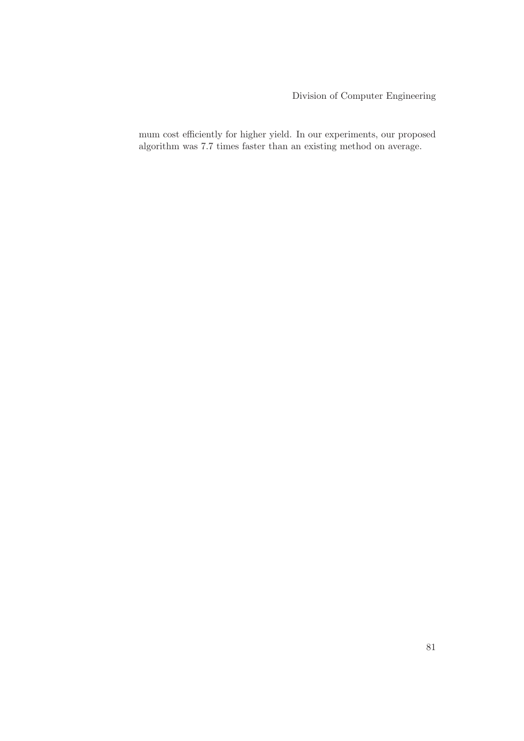mum cost efficiently for higher yield. In our experiments, our proposed algorithm was 7.7 times faster than an existing method on average.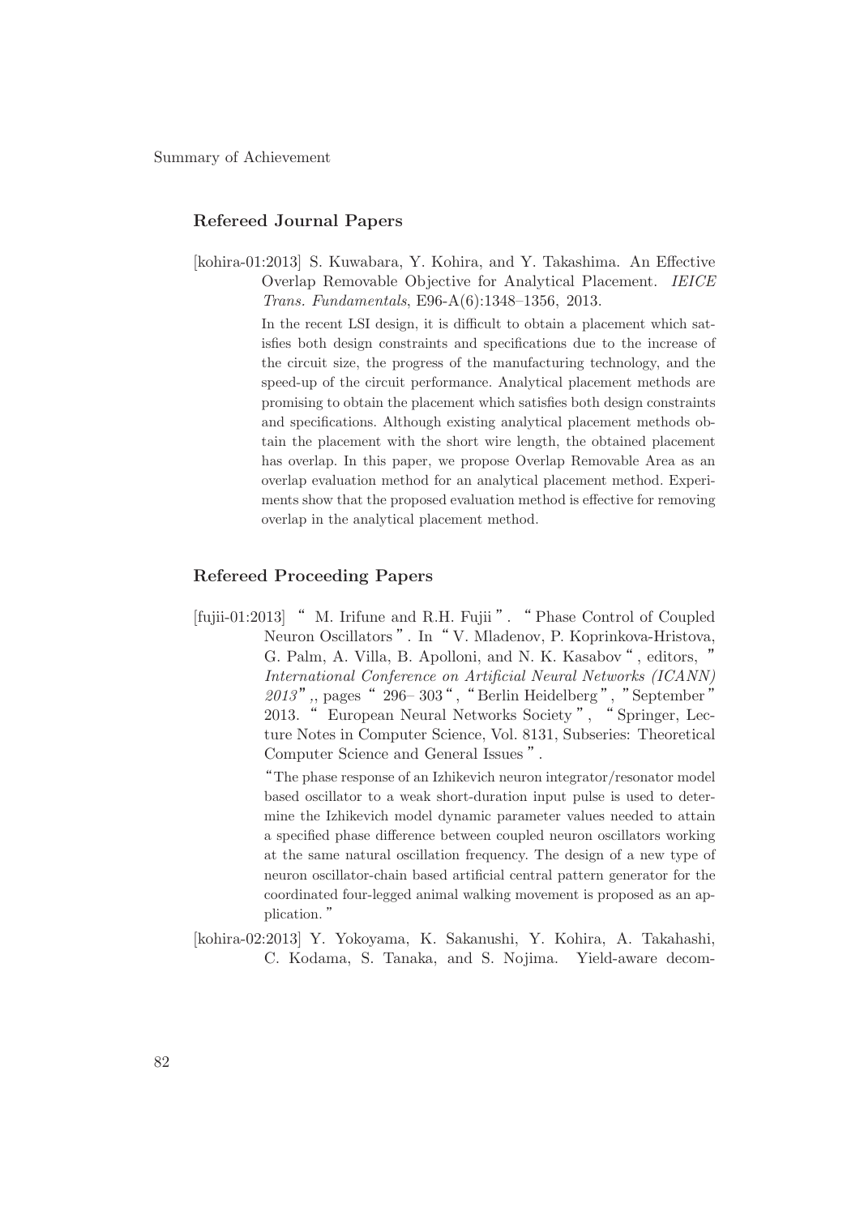## Refereed Journal Papers

[kohira-01:2013] S. Kuwabara, Y. Kohira, and Y. Takashima. An Effective Overlap Removable Objective for Analytical Placement. *IEICE Trans. Fundamentals*, E96-A(6):1348–1356, 2013.

In the recent LSI design, it is difficult to obtain a placement which satisfies both design constraints and specifications due to the increase of the circuit size, the progress of the manufacturing technology, and the speed-up of the circuit performance. Analytical placement methods are promising to obtain the placement which satisfies both design constraints and specifications. Although existing analytical placement methods obtain the placement with the short wire length, the obtained placement has overlap. In this paper, we propose Overlap Removable Area as an overlap evaluation method for an analytical placement method. Experiments show that the proposed evaluation method is effective for removing overlap in the analytical placement method.

## Refereed Proceeding Papers

[fujii-01:2013] " M. Irifune and R.H. Fujii ". " Phase Control of Coupled Neuron Oscillators ". In " V. Mladenov, P. Koprinkova-Hristova, G. Palm, A. Villa, B. Apolloni, and N. K. Kasabov ", editors, " *International Conference on Artificial Neural Networks (ICANN) 2013* ",, pages " 296– 303 ", " Berlin Heidelberg ", " September " 2013. " European Neural Networks Society ", " Springer, Lecture Notes in Computer Science, Vol. 8131, Subseries: Theoretical Computer Science and General Issues ".

"The phase response of an Izhikevich neuron integrator/resonator model based oscillator to a weak short-duration input pulse is used to determine the Izhikevich model dynamic parameter values needed to attain a specified phase difference between coupled neuron oscillators working at the same natural oscillation frequency. The design of a new type of neuron oscillator-chain based artificial central pattern generator for the coordinated four-legged animal walking movement is proposed as an application. "

[kohira-02:2013] Y. Yokoyama, K. Sakanushi, Y. Kohira, A. Takahashi, C. Kodama, S. Tanaka, and S. Nojima. Yield-aware decom-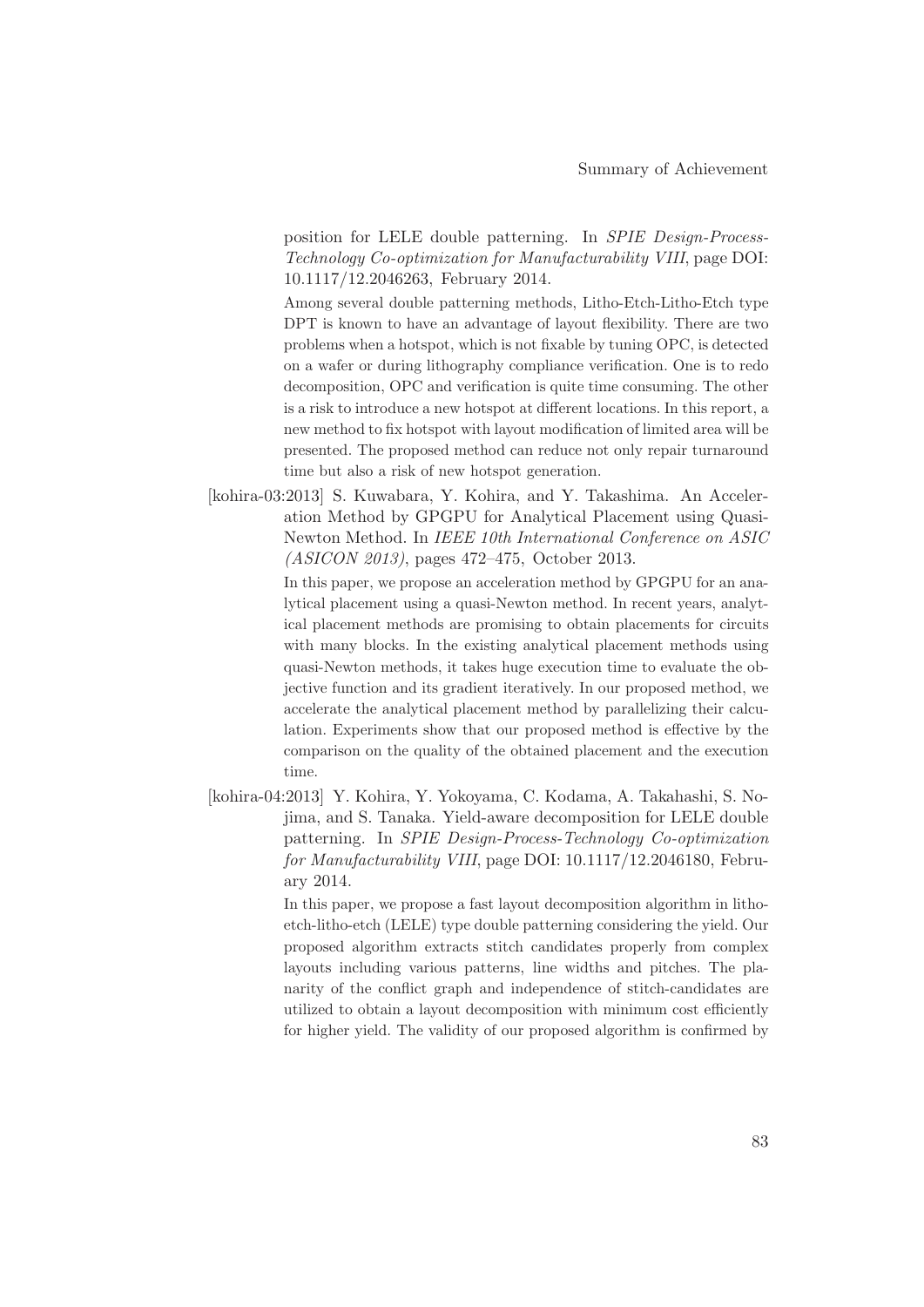position for LELE double patterning. In *SPIE Design-Process-Technology Co-optimization for Manufacturability VIII*, page DOI: 10.1117/12.2046263, February 2014.

Among several double patterning methods, Litho-Etch-Litho-Etch type DPT is known to have an advantage of layout flexibility. There are two problems when a hotspot, which is not fixable by tuning OPC, is detected on a wafer or during lithography compliance verification. One is to redo decomposition, OPC and verification is quite time consuming. The other is a risk to introduce a new hotspot at different locations. In this report, a new method to fix hotspot with layout modification of limited area will be presented. The proposed method can reduce not only repair turnaround time but also a risk of new hotspot generation.

[kohira-03:2013] S. Kuwabara, Y. Kohira, and Y. Takashima. An Acceleration Method by GPGPU for Analytical Placement using Quasi-Newton Method. In *IEEE 10th International Conference on ASIC (ASICON 2013)*, pages 472–475, October 2013.

In this paper, we propose an acceleration method by GPGPU for an analytical placement using a quasi-Newton method. In recent years, analytical placement methods are promising to obtain placements for circuits with many blocks. In the existing analytical placement methods using quasi-Newton methods, it takes huge execution time to evaluate the objective function and its gradient iteratively. In our proposed method, we accelerate the analytical placement method by parallelizing their calculation. Experiments show that our proposed method is effective by the comparison on the quality of the obtained placement and the execution time.

[kohira-04:2013] Y. Kohira, Y. Yokoyama, C. Kodama, A. Takahashi, S. Nojima, and S. Tanaka. Yield-aware decomposition for LELE double patterning. In *SPIE Design-Process-Technology Co-optimization for Manufacturability VIII*, page DOI: 10.1117/12.2046180, February 2014.

In this paper, we propose a fast layout decomposition algorithm in litho-etch-litho-etch (LELE) type double patterning considering the yield. Our proposed algorithm extracts stitch candidates properly from complex layouts including various patterns, line widths and pitches. The planarity of the conflict graph and independence of stitch-candidates are utilized to obtain a layout decomposition with minimum cost efficiently for higher yield. The validity of our proposed algorithm is confirmed by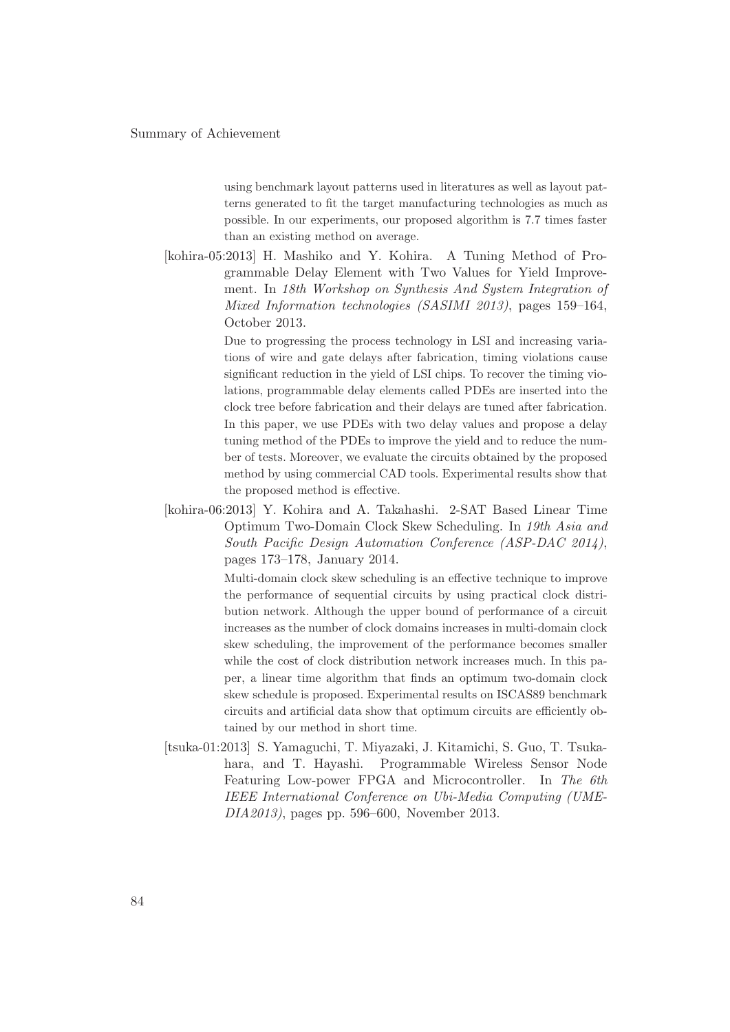using benchmark layout patterns used in literatures as well as layout patterns generated to fit the target manufacturing technologies as much as possible. In our experiments, our proposed algorithm is 7.7 times faster than an existing method on average.

[kohira-05:2013] H. Mashiko and Y. Kohira. A Tuning Method of Programmable Delay Element with Two Values for Yield Improvement. In *18th Workshop on Synthesis And System Integration of Mixed Information technologies (SASIMI 2013)*, pages 159–164, October 2013.

Due to progressing the process technology in LSI and increasing variations of wire and gate delays after fabrication, timing violations cause significant reduction in the yield of LSI chips. To recover the timing violations, programmable delay elements called PDEs are inserted into the clock tree before fabrication and their delays are tuned after fabrication. In this paper, we use PDEs with two delay values and propose a delay tuning method of the PDEs to improve the yield and to reduce the number of tests. Moreover, we evaluate the circuits obtained by the proposed method by using commercial CAD tools. Experimental results show that the proposed method is effective.

[kohira-06:2013] Y. Kohira and A. Takahashi. 2-SAT Based Linear Time Optimum Two-Domain Clock Skew Scheduling. In *19th Asia and South Pacific Design Automation Conference (ASP-DAC 2014)*, pages 173–178, January 2014.

Multi-domain clock skew scheduling is an effective technique to improve the performance of sequential circuits by using practical clock distribution network. Although the upper bound of performance of a circuit increases as the number of clock domains increases in multi-domain clock skew scheduling, the improvement of the performance becomes smaller while the cost of clock distribution network increases much. In this paper, a linear time algorithm that finds an optimum two-domain clock skew schedule is proposed. Experimental results on ISCAS89 benchmark circuits and artificial data show that optimum circuits are efficiently obtained by our method in short time.

[tsuka-01:2013] S. Yamaguchi, T. Miyazaki, J. Kitamichi, S. Guo, T. Tsukahara, and T. Hayashi. Programmable Wireless Sensor Node Featuring Low-power FPGA and Microcontroller. In *The 6th IEEE International Conference on Ubi-Media Computing (UMEDIA2013)*, pages pp. 596–600, November 2013.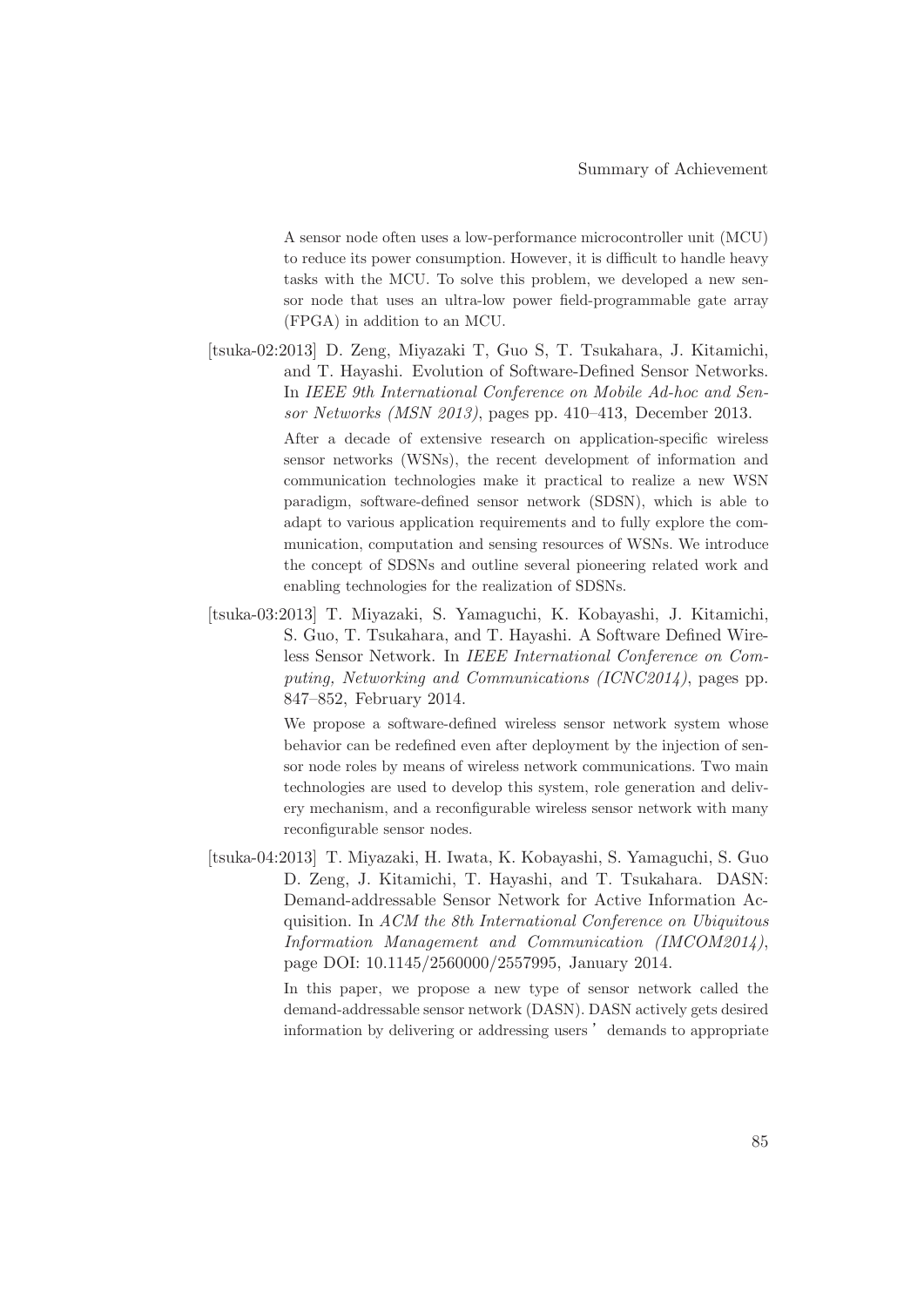A sensor node often uses a low-performance microcontroller unit (MCU) to reduce its power consumption. However, it is difficult to handle heavy tasks with the MCU. To solve this problem, we developed a new sensor node that uses an ultra-low power field-programmable gate array (FPGA) in addition to an MCU.

[tsuka-02:2013] D. Zeng, Miyazaki T, Guo S, T. Tsukahara, J. Kitamichi, and T. Hayashi. Evolution of Software-Defined Sensor Networks. In *IEEE 9th International Conference on Mobile Ad-hoc and Sensor Networks (MSN 2013)*, pages pp. 410–413, December 2013.

After a decade of extensive research on application-specific wireless sensor networks (WSNs), the recent development of information and communication technologies make it practical to realize a new WSN paradigm, software-defined sensor network (SDSN), which is able to adapt to various application requirements and to fully explore the communication, computation and sensing resources of WSNs. We introduce the concept of SDSNs and outline several pioneering related work and enabling technologies for the realization of SDSNs.

[tsuka-03:2013] T. Miyazaki, S. Yamaguchi, K. Kobayashi, J. Kitamichi, S. Guo, T. Tsukahara, and T. Hayashi. A Software Defined Wireless Sensor Network. In *IEEE International Conference on Computing, Networking and Communications (ICNC2014)*, pages pp. 847–852, February 2014.

We propose a software-defined wireless sensor network system whose behavior can be redefined even after deployment by the injection of sensor node roles by means of wireless network communications. Two main technologies are used to develop this system, role generation and delivery mechanism, and a reconfigurable wireless sensor network with many reconfigurable sensor nodes.

[tsuka-04:2013] T. Miyazaki, H. Iwata, K. Kobayashi, S. Yamaguchi, S. Guo D. Zeng, J. Kitamichi, T. Hayashi, and T. Tsukahara. DASN: Demand-addressable Sensor Network for Active Information Acquisition. In *ACM the 8th International Conference on Ubiquitous Information Management and Communication (IMCOM2014)*, page DOI: 10.1145/2560000/2557995, January 2014.

In this paper, we propose a new type of sensor network called the demand-addressable sensor network (DASN). DASN actively gets desired information by delivering or addressing users ' demands to appropriate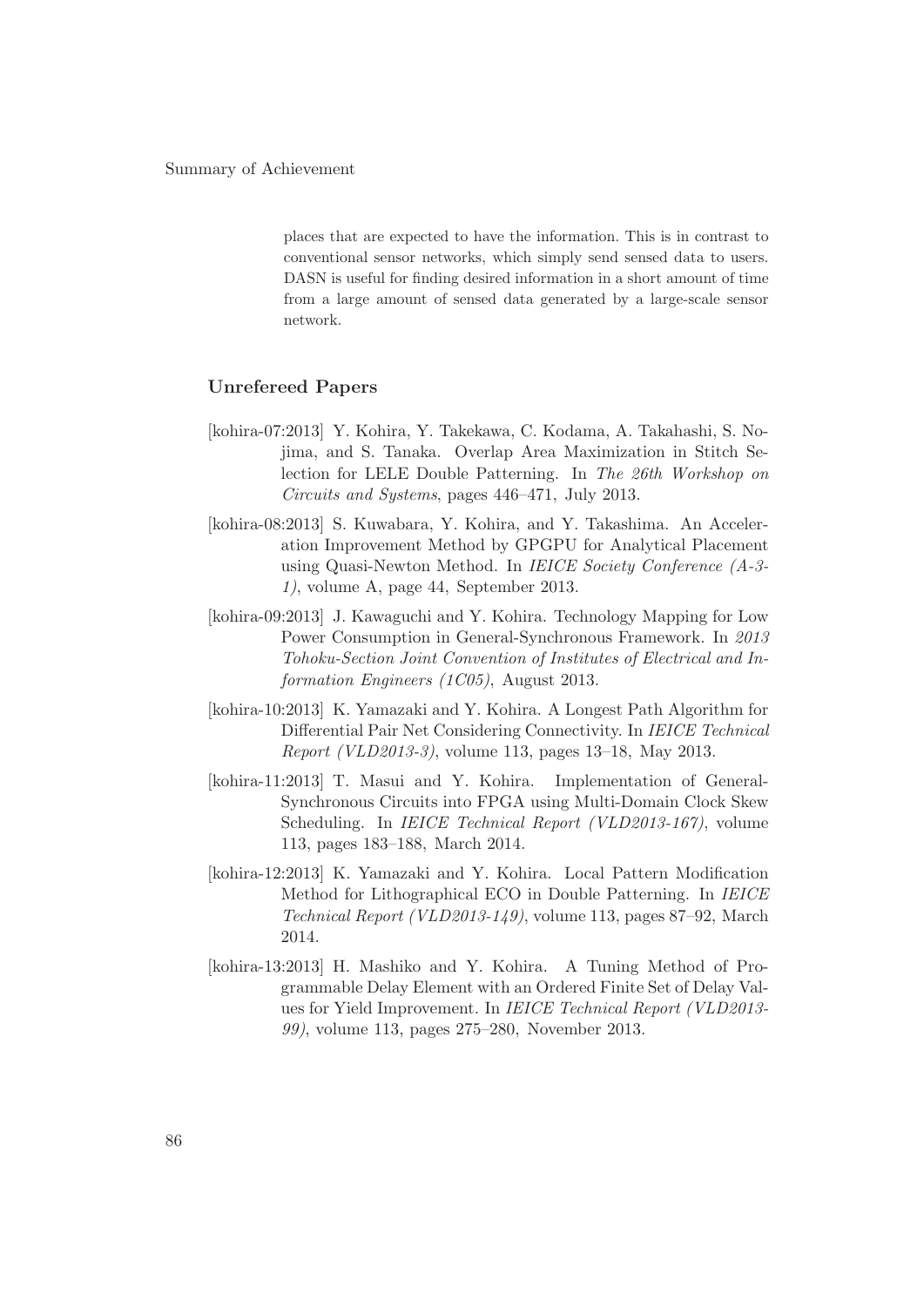places that are expected to have the information. This is in contrast to conventional sensor networks, which simply send sensed data to users. DASN is useful for finding desired information in a short amount of time from a large amount of sensed data generated by a large-scale sensor network.

### Unrefereed Papers

[kohira-07:2013] Y. Kohira, Y. Takekawa, C. Kodama, A. Takahashi, S. Nojima, and S. Tanaka. Overlap Area Maximization in Stitch Selection for LELE Double Patterning. In *The 26th Workshop on Circuits and Systems*, pages 446–471, July 2013.

[kohira-08:2013] S. Kuwabara, Y. Kohira, and Y. Takashima. An Acceleration Improvement Method by GPGPU for Analytical Placement using Quasi-Newton Method. In *IEICE Society Conference (A-3-1)*, volume A, page 44, September 2013.

[kohira-09:2013] J. Kawaguchi and Y. Kohira. Technology Mapping for Low Power Consumption in General-Synchronous Framework. In *2013 Tohoku-Section Joint Convention of Institutes of Electrical and Information Engineers (1C05)*, August 2013.

[kohira-10:2013] K. Yamazaki and Y. Kohira. A Longest Path Algorithm for Differential Pair Net Considering Connectivity. In *IEICE Technical Report (VLD2013-3)*, volume 113, pages 13–18, May 2013.

[kohira-11:2013] T. Masui and Y. Kohira. Implementation of General-Synchronous Circuits into FPGA using Multi-Domain Clock Skew Scheduling. In *IEICE Technical Report (VLD2013-167)*, volume 113, pages 183–188, March 2014.

[kohira-12:2013] K. Yamazaki and Y. Kohira. Local Pattern Modification Method for Lithographical ECO in Double Patterning. In *IEICE Technical Report (VLD2013-149)*, volume 113, pages 87–92, March 2014.

[kohira-13:2013] H. Mashiko and Y. Kohira. A Tuning Method of Programmable Delay Element with an Ordered Finite Set of Delay Values for Yield Improvement. In *IEICE Technical Report (VLD2013-99)*, volume 113, pages 275–280, November 2013.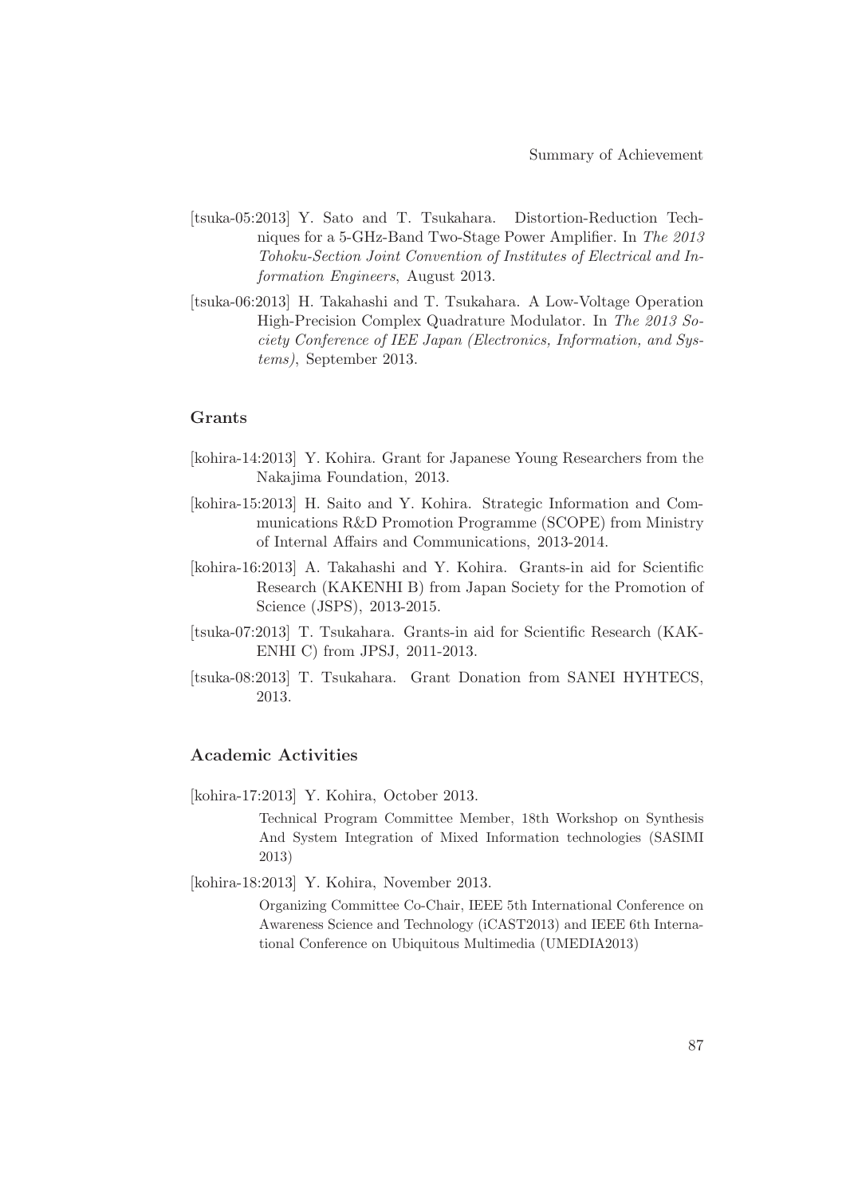[tsuka-05:2013] Y. Sato and T. Tsukahara. Distortion-Reduction Techniques for a 5-GHz-Band Two-Stage Power Amplifier. In *The 2013 Tohoku-Section Joint Convention of Institutes of Electrical and Information Engineers*, August 2013.

[tsuka-06:2013] H. Takahashi and T. Tsukahara. A Low-Voltage Operation High-Precision Complex Quadrature Modulator. In *The 2013 Society Conference of IEE Japan (Electronics, Information, and Systems)*, September 2013.

### Grants

[kohira-14:2013] Y. Kohira. Grant for Japanese Young Researchers from the Nakajima Foundation, 2013.

[kohira-15:2013] H. Saito and Y. Kohira. Strategic Information and Communications R&D Promotion Programme (SCOPE) from Ministry of Internal Affairs and Communications, 2013-2014.

[kohira-16:2013] A. Takahashi and Y. Kohira. Grants-in aid for Scientific Research (KAKENHI B) from Japan Society for the Promotion of Science (JSPS), 2013-2015.

[tsuka-07:2013] T. Tsukahara. Grants-in aid for Scientific Research (KAKENHI C) from JPSJ, 2011-2013.

[tsuka-08:2013] T. Tsukahara. Grant Donation from SANEI HYHTECS, 2013.

### Academic Activities

[kohira-17:2013] Y. Kohira, October 2013.

Technical Program Committee Member, 18th Workshop on Synthesis And System Integration of Mixed Information technologies (SASIMI 2013)

[kohira-18:2013] Y. Kohira, November 2013.

Organizing Committee Co-Chair, IEEE 5th International Conference on Awareness Science and Technology (iCAST2013) and IEEE 6th International Conference on Ubiquitous Multimedia (UMEDIA2013)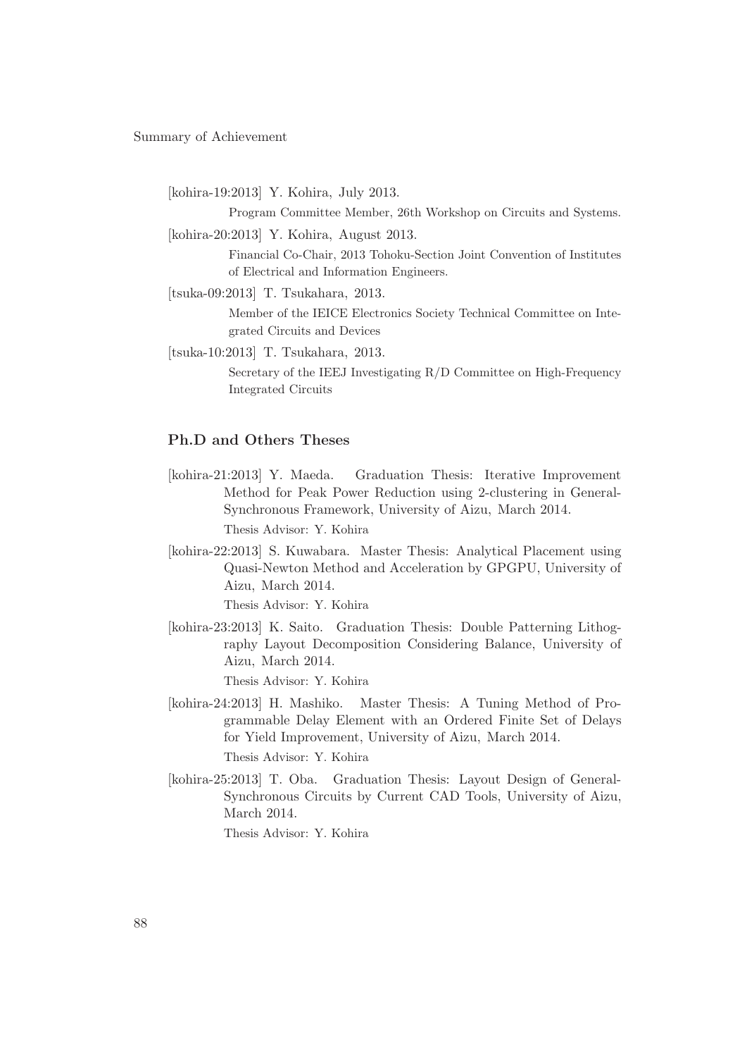[kohira-19:2013] Y. Kohira, July 2013.

Program Committee Member, 26th Workshop on Circuits and Systems.

[kohira-20:2013] Y. Kohira, August 2013.

Financial Co-Chair, 2013 Tohoku-Section Joint Convention of Institutes of Electrical and Information Engineers.

[tsuka-09:2013] T. Tsukahara, 2013.

Member of the IEICE Electronics Society Technical Committee on Integrated Circuits and Devices

[tsuka-10:2013] T. Tsukahara, 2013.

Secretary of the IEEJ Investigating R/D Committee on High-Frequency Integrated Circuits

### Ph.D and Others Theses

[kohira-21:2013] Y. Maeda. Graduation Thesis: Iterative Improvement Method for Peak Power Reduction using 2-clustering in General-Synchronous Framework, University of Aizu, March 2014.

Thesis Advisor: Y. Kohira

[kohira-22:2013] S. Kuwabara. Master Thesis: Analytical Placement using Quasi-Newton Method and Acceleration by GPGPU, University of Aizu, March 2014.

Thesis Advisor: Y. Kohira

[kohira-23:2013] K. Saito. Graduation Thesis: Double Patterning Lithography Layout Decomposition Considering Balance, University of Aizu, March 2014.

Thesis Advisor: Y. Kohira

[kohira-24:2013] H. Mashiko. Master Thesis: A Tuning Method of Programmable Delay Element with an Ordered Finite Set of Delays for Yield Improvement, University of Aizu, March 2014.

Thesis Advisor: Y. Kohira

[kohira-25:2013] T. Oba. Graduation Thesis: Layout Design of General-Synchronous Circuits by Current CAD Tools, University of Aizu, March 2014.

Thesis Advisor: Y. Kohira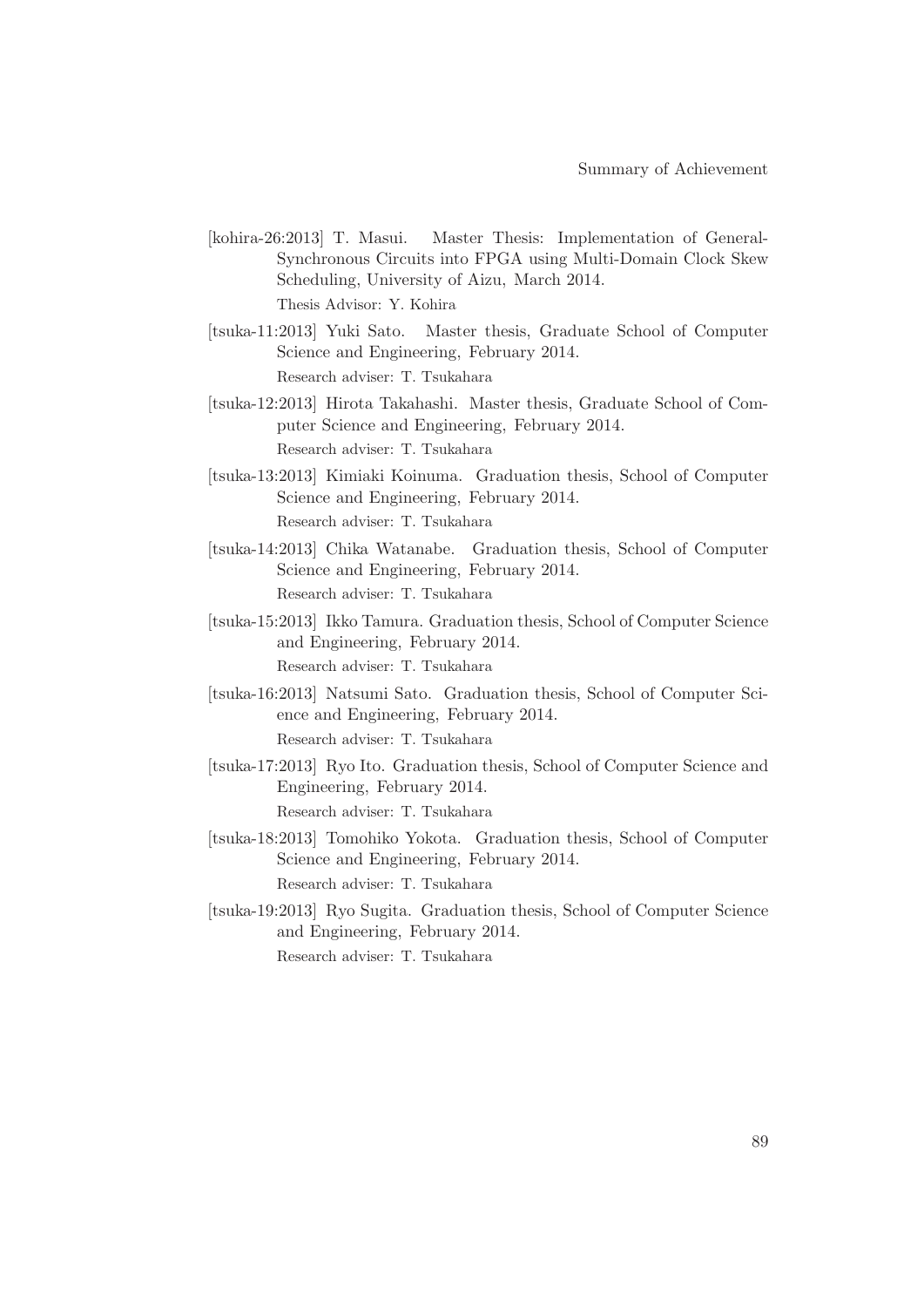[kohira-26:2013] T. Masui. Master Thesis: Implementation of General-Synchronous Circuits into FPGA using Multi-Domain Clock Skew Scheduling, University of Aizu, March 2014.
Thesis Advisor: Y. Kohira

[tsuka-11:2013] Yuki Sato. Master thesis, Graduate School of Computer Science and Engineering, February 2014.
Research adviser: T. Tsukahara

[tsuka-12:2013] Hirota Takahashi. Master thesis, Graduate School of Computer Science and Engineering, February 2014.
Research adviser: T. Tsukahara

[tsuka-13:2013] Kimiaki Koinuma. Graduation thesis, School of Computer Science and Engineering, February 2014.
Research adviser: T. Tsukahara

[tsuka-14:2013] Chika Watanabe. Graduation thesis, School of Computer Science and Engineering, February 2014.
Research adviser: T. Tsukahara

[tsuka-15:2013] Ikko Tamura. Graduation thesis, School of Computer Science and Engineering, February 2014.
Research adviser: T. Tsukahara

[tsuka-16:2013] Natsumi Sato. Graduation thesis, School of Computer Science and Engineering, February 2014.
Research adviser: T. Tsukahara

[tsuka-17:2013] Ryo Ito. Graduation thesis, School of Computer Science and Engineering, February 2014.
Research adviser: T. Tsukahara

[tsuka-18:2013] Tomohiko Yokota. Graduation thesis, School of Computer Science and Engineering, February 2014.
Research adviser: T. Tsukahara

[tsuka-19:2013] Ryo Sugita. Graduation thesis, School of Computer Science and Engineering, February 2014.
Research adviser: T. Tsukahara